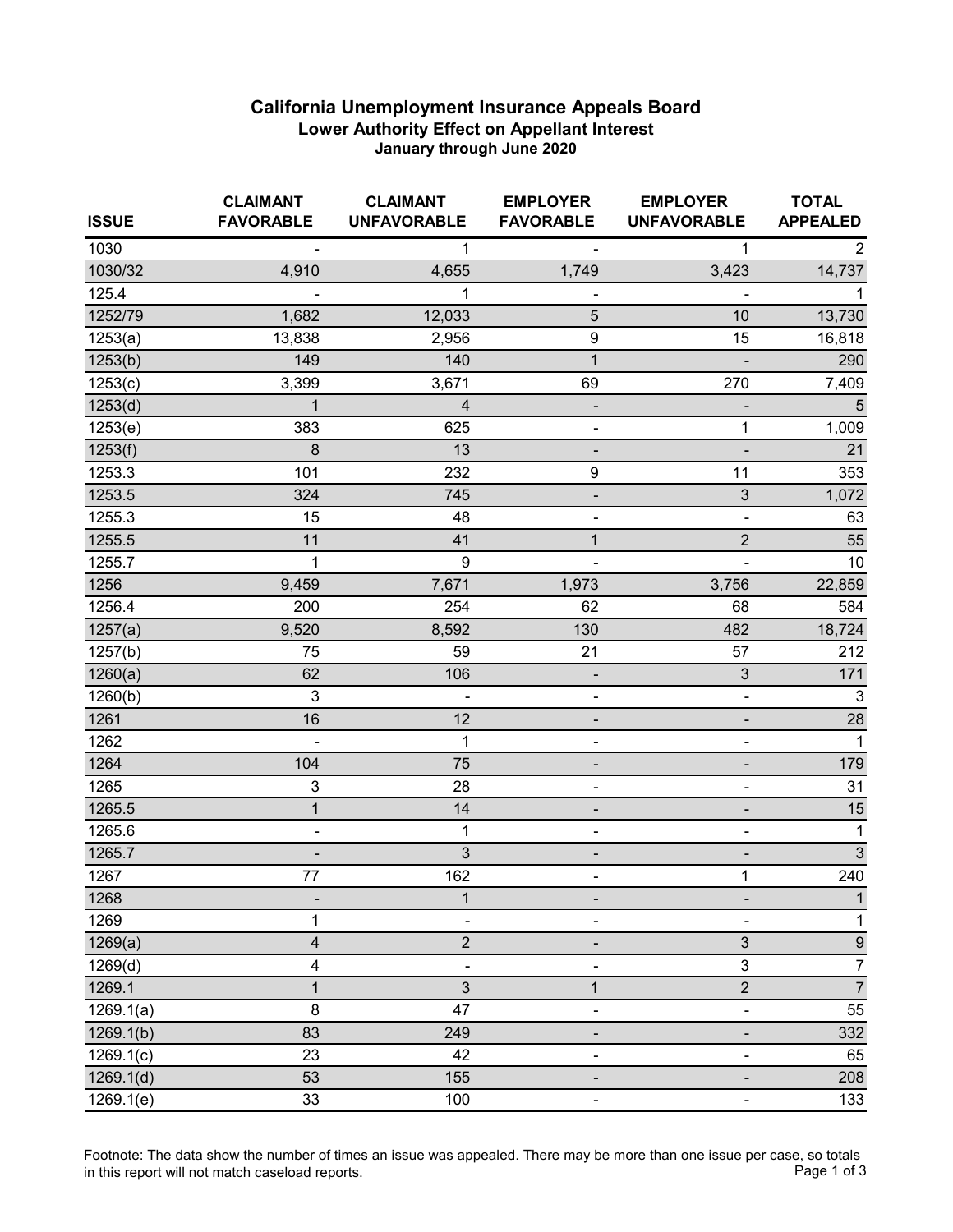# California Unemployment Insurance Appeals Board

## Lower Authority Effect on Appellant Interest

### January through June 2020

| ISSUE | CLAIMANT FAVORABLE | CLAIMANT UNFAVORABLE | EMPLOYER FAVORABLE | EMPLOYER UNFAVORABLE | TOTAL APPEALED |
|---|---|---|---|---|---|
| 1030 | - | 1 | - | 1 | 2 |
| 1030/32 | 4,910 | 4,655 | 1,749 | 3,423 | 14,737 |
| 125.4 | - | 1 | - | - | 1 |
| 1252/79 | 1,682 | 12,033 | 5 | 10 | 13,730 |
| 1253(a) | 13,838 | 2,956 | 9 | 15 | 16,818 |
| 1253(b) | 149 | 140 | 1 | - | 290 |
| 1253(c) | 3,399 | 3,671 | 69 | 270 | 7,409 |
| 1253(d) | 1 | 4 | - | - | 5 |
| 1253(e) | 383 | 625 | - | 1 | 1,009 |
| 1253(f) | 8 | 13 | - | - | 21 |
| 1253.3 | 101 | 232 | 9 | 11 | 353 |
| 1253.5 | 324 | 745 | - | 3 | 1,072 |
| 1255.3 | 15 | 48 | - | - | 63 |
| 1255.5 | 11 | 41 | 1 | 2 | 55 |
| 1255.7 | 1 | 9 | - | - | 10 |
| 1256 | 9,459 | 7,671 | 1,973 | 3,756 | 22,859 |
| 1256.4 | 200 | 254 | 62 | 68 | 584 |
| 1257(a) | 9,520 | 8,592 | 130 | 482 | 18,724 |
| 1257(b) | 75 | 59 | 21 | 57 | 212 |
| 1260(a) | 62 | 106 | - | 3 | 171 |
| 1260(b) | 3 | - | - | - | 3 |
| 1261 | 16 | 12 | - | - | 28 |
| 1262 | - | 1 | - | - | 1 |
| 1264 | 104 | 75 | - | - | 179 |
| 1265 | 3 | 28 | - | - | 31 |
| 1265.5 | 1 | 14 | - | - | 15 |
| 1265.6 | - | 1 | - | - | 1 |
| 1265.7 | - | 3 | - | - | 3 |
| 1267 | 77 | 162 | - | 1 | 240 |
| 1268 | - | 1 | - | - | 1 |
| 1269 | 1 | - | - | - | 1 |
| 1269(a) | 4 | 2 | - | 3 | 9 |
| 1269(d) | 4 | - | - | 3 | 7 |
| 1269.1 | 1 | 3 | 1 | 2 | 7 |
| 1269.1(a) | 8 | 47 | - | - | 55 |
| 1269.1(b) | 83 | 249 | - | - | 332 |
| 1269.1(c) | 23 | 42 | - | - | 65 |
| 1269.1(d) | 53 | 155 | - | - | 208 |
| 1269.1(e) | 33 | 100 | - | - | 133 |

Footnote: The data show the number of times an issue was appealed. There may be more than one issue per case, so totals in this report will not match caseload reports.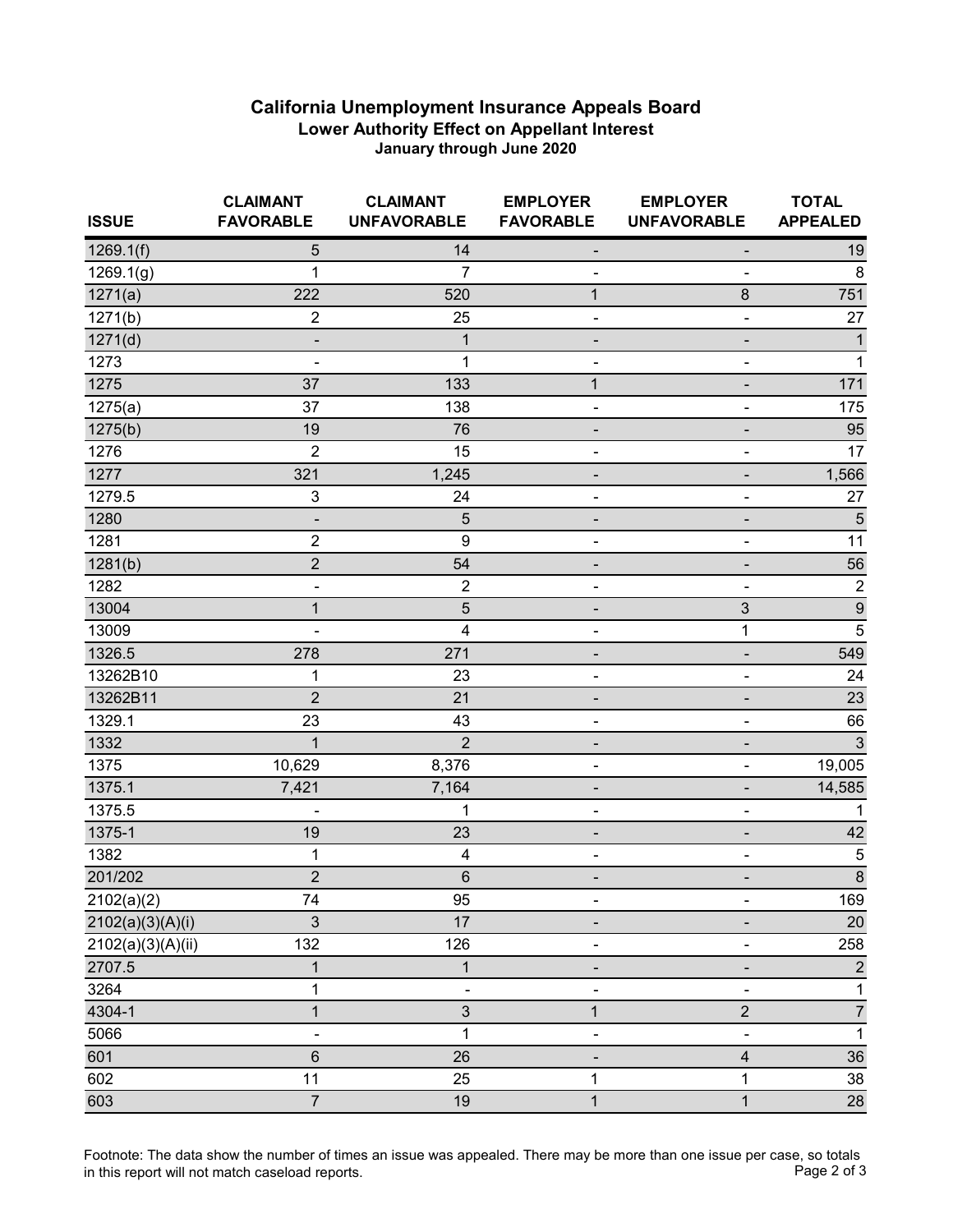## California Unemployment Insurance Appeals Board

### Lower Authority Effect on Appellant Interest

**January through June 2020**

| ISSUE | CLAIMANT FAVORABLE | CLAIMANT UNFAVORABLE | EMPLOYER FAVORABLE | EMPLOYER UNFAVORABLE | TOTAL APPEALED |
|---|---|---|---|---|---|
| 1269.1(f) | 5 | 14 | - | - | 19 |
| 1269.1(g) | 1 | 7 | - | - | 8 |
| 1271(a) | 222 | 520 | 1 | 8 | 751 |
| 1271(b) | 2 | 25 | - | - | 27 |
| 1271(d) | - | 1 | - | - | 1 |
| 1273 | - | 1 | - | - | 1 |
| 1275 | 37 | 133 | 1 | - | 171 |
| 1275(a) | 37 | 138 | - | - | 175 |
| 1275(b) | 19 | 76 | - | - | 95 |
| 1276 | 2 | 15 | - | - | 17 |
| 1277 | 321 | 1,245 | - | - | 1,566 |
| 1279.5 | 3 | 24 | - | - | 27 |
| 1280 | - | 5 | - | - | 5 |
| 1281 | 2 | 9 | - | - | 11 |
| 1281(b) | 2 | 54 | - | - | 56 |
| 1282 | - | 2 | - | - | 2 |
| 13004 | 1 | 5 | - | 3 | 9 |
| 13009 | - | 4 | - | 1 | 5 |
| 1326.5 | 278 | 271 | - | - | 549 |
| 13262B10 | 1 | 23 | - | - | 24 |
| 13262B11 | 2 | 21 | - | - | 23 |
| 1329.1 | 23 | 43 | - | - | 66 |
| 1332 | 1 | 2 | - | - | 3 |
| 1375 | 10,629 | 8,376 | - | - | 19,005 |
| 1375.1 | 7,421 | 7,164 | - | - | 14,585 |
| 1375.5 | - | 1 | - | - | 1 |
| 1375-1 | 19 | 23 | - | - | 42 |
| 1382 | 1 | 4 | - | - | 5 |
| 201/202 | 2 | 6 | - | - | 8 |
| 2102(a)(2) | 74 | 95 | - | - | 169 |
| 2102(a)(3)(A)(i) | 3 | 17 | - | - | 20 |
| 2102(a)(3)(A)(ii) | 132 | 126 | - | - | 258 |
| 2707.5 | 1 | 1 | - | - | 2 |
| 3264 | 1 | - | - | - | 1 |
| 4304-1 | 1 | 3 | 1 | 2 | 7 |
| 5066 | - | 1 | - | - | 1 |
| 601 | 6 | 26 | - | 4 | 36 |
| 602 | 11 | 25 | 1 | 1 | 38 |
| 603 | 7 | 19 | 1 | 1 | 28 |

Footnote: The data show the number of times an issue was appealed. There may be more than one issue per case, so totals in this report will not match caseload reports.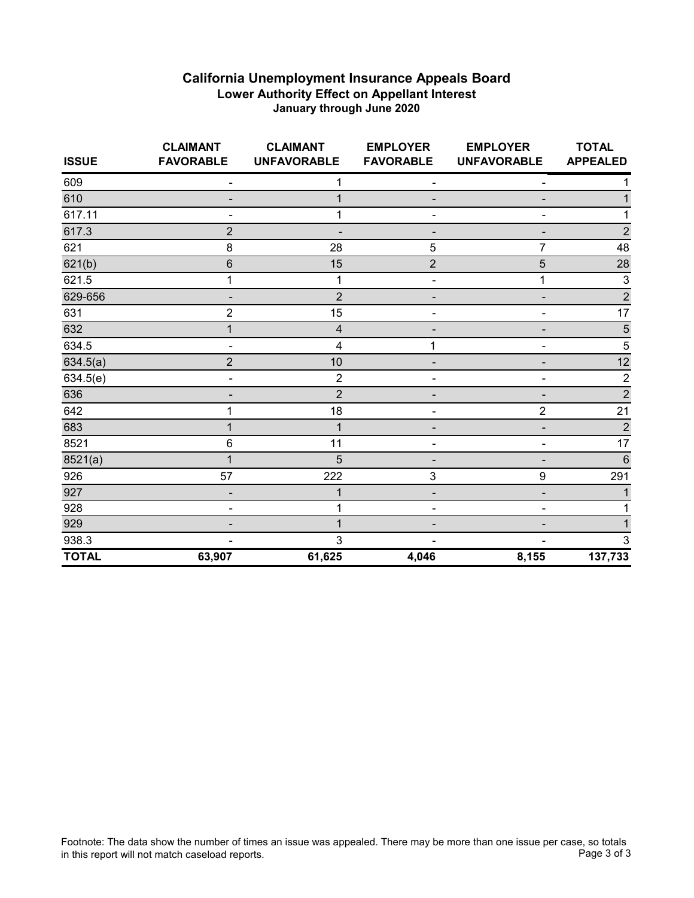## California Unemployment Insurance Appeals Board

### Lower Authority Effect on Appellant Interest

**January through June 2020**

| ISSUE | CLAIMANT FAVORABLE | CLAIMANT UNFAVORABLE | EMPLOYER FAVORABLE | EMPLOYER UNFAVORABLE | TOTAL APPEALED |
|---|---|---|---|---|---|
| 609 | - | 1 | - | - | 1 |
| 610 | - | 1 | - | - | 1 |
| 617.11 | - | 1 | - | - | 1 |
| 617.3 | 2 | - | - | - | 2 |
| 621 | 8 | 28 | 5 | 7 | 48 |
| 621(b) | 6 | 15 | 2 | 5 | 28 |
| 621.5 | 1 | 1 | - | 1 | 3 |
| 629-656 | - | 2 | - | - | 2 |
| 631 | 2 | 15 | - | - | 17 |
| 632 | 1 | 4 | - | - | 5 |
| 634.5 | - | 4 | 1 | - | 5 |
| 634.5(a) | 2 | 10 | - | - | 12 |
| 634.5(e) | - | 2 | - | - | 2 |
| 636 | - | 2 | - | - | 2 |
| 642 | 1 | 18 | - | 2 | 21 |
| 683 | 1 | 1 | - | - | 2 |
| 8521 | 6 | 11 | - | - | 17 |
| 8521(a) | 1 | 5 | - | - | 6 |
| 926 | 57 | 222 | 3 | 9 | 291 |
| 927 | - | 1 | - | - | 1 |
| 928 | - | 1 | - | - | 1 |
| 929 | - | 1 | - | - | 1 |
| 938.3 | - | 3 | - | - | 3 |
| **TOTAL** | **63,907** | **61,625** | **4,046** | **8,155** | **137,733** |

Footnote: The data show the number of times an issue was appealed. There may be more than one issue per case, so totals in this report will not match caseload reports.